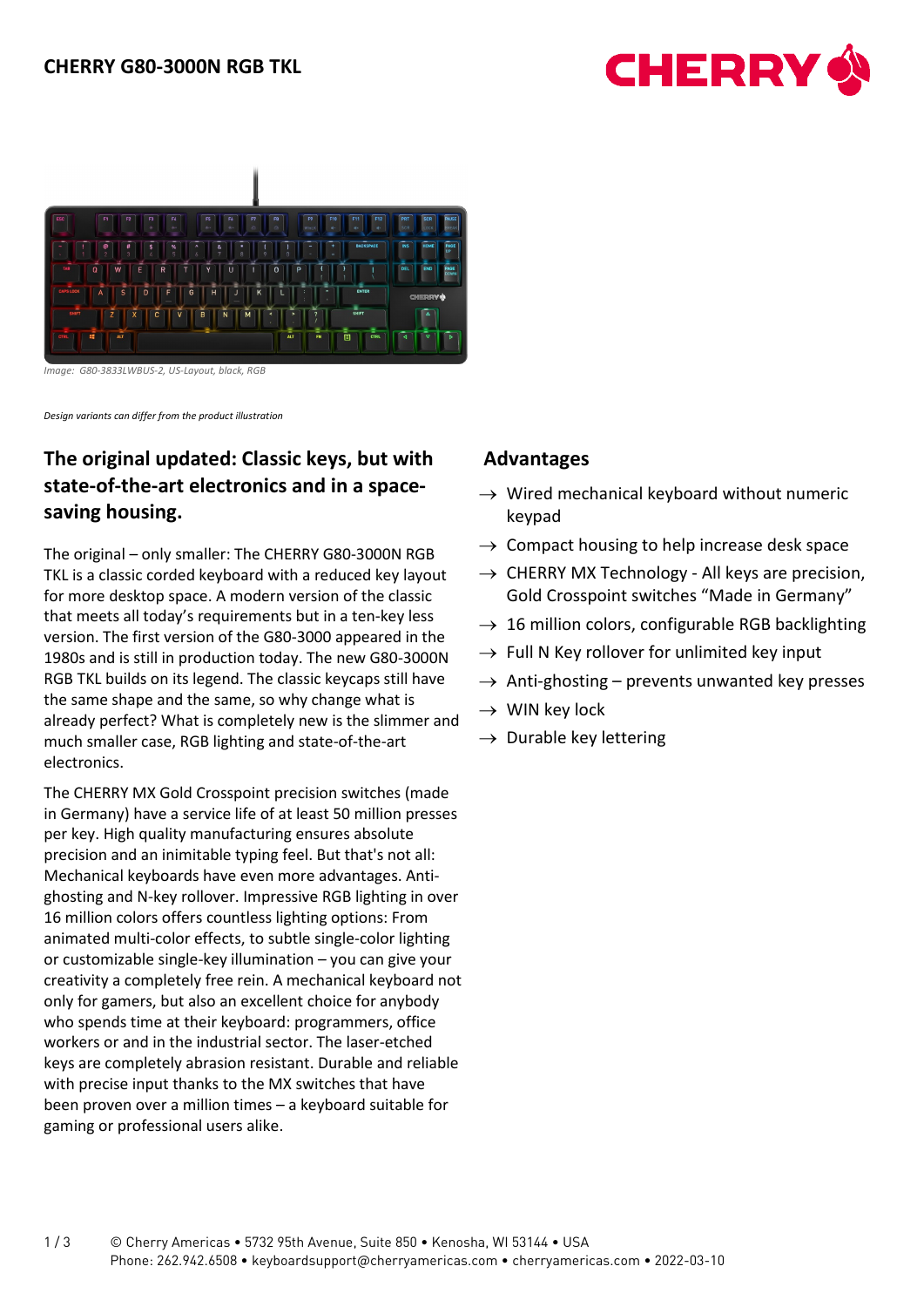# CHERRY G80-3000N RGB TKL

*Image: G80-3833LWBUS-2, US-Layout, black, RGB*

*Design variants can differ from the product illustration*

## The original updated: Classic keys, but with state-of-the-art electronics and in a space-saving housing.

The original – only smaller: The CHERRY G80-3000N RGB TKL is a classic corded keyboard with a reduced key layout for more desktop space. A modern version of the classic that meets all today's requirements but in a ten-key less version. The first version of the G80-3000 appeared in the 1980s and is still in production today. The new G80-3000N RGB TKL builds on its legend. The classic keycaps still have the same shape and the same, so why change what is already perfect? What is completely new is the slimmer and much smaller case, RGB lighting and state-of-the-art electronics.

The CHERRY MX Gold Crosspoint precision switches (made in Germany) have a service life of at least 50 million presses per key. High quality manufacturing ensures absolute precision and an inimitable typing feel. But that's not all: Mechanical keyboards have even more advantages. Anti-ghosting and N-key rollover. Impressive RGB lighting in over 16 million colors offers countless lighting options: From animated multi-color effects, to subtle single-color lighting or customizable single-key illumination – you can give your creativity a completely free rein. A mechanical keyboard not only for gamers, but also an excellent choice for anybody who spends time at their keyboard: programmers, office workers or and in the industrial sector. The laser-etched keys are completely abrasion resistant. Durable and reliable with precise input thanks to the MX switches that have been proven over a million times – a keyboard suitable for gaming or professional users alike.

## Advantages

→ Wired mechanical keyboard without numeric keypad

→ Compact housing to help increase desk space

→ CHERRY MX Technology - All keys are precision, Gold Crosspoint switches "Made in Germany"

→ 16 million colors, configurable RGB backlighting

→ Full N Key rollover for unlimited key input

→ Anti-ghosting – prevents unwanted key presses

→ WIN key lock

→ Durable key lettering

© Cherry Americas • 5732 95th Avenue, Suite 850 • Kenosha, WI 53144 • USA
Phone: 262.942.6508 • keyboardsupport@cherryamericas.com • cherryamericas.com • 2022-03-10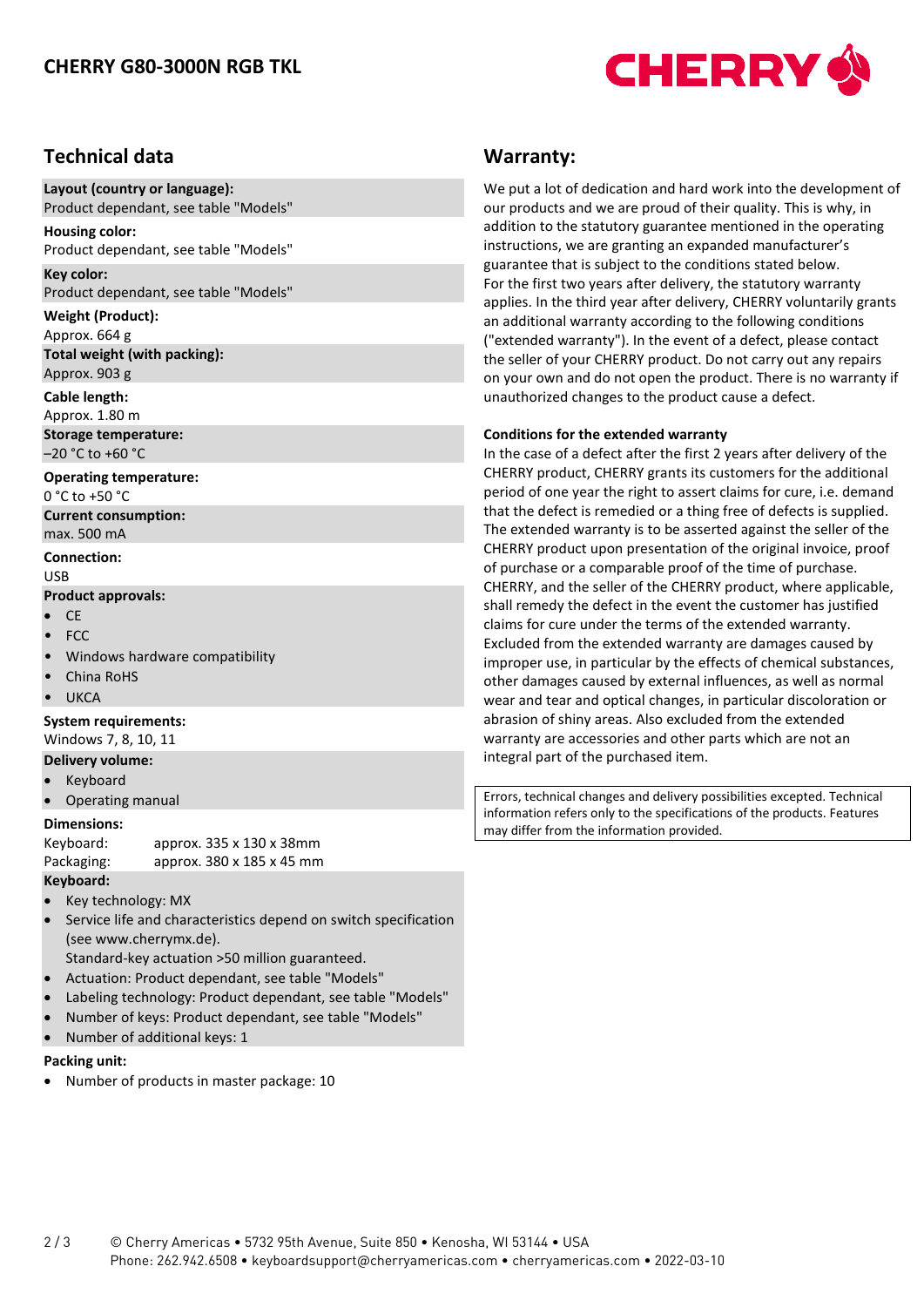# CHERRY G80-3000N RGB TKL

## Technical data

**Layout (country or language):**
Product dependant, see table "Models"

**Housing color:**
Product dependant, see table "Models"

**Key color:**
Product dependant, see table "Models"

**Weight (Product):**
Approx. 664 g

**Total weight (with packing):**
Approx. 903 g

**Cable length:**
Approx. 1.80 m

**Storage temperature:**
–20 °C to +60 °C

**Operating temperature:**
0 °C to +50 °C

**Current consumption:**
max. 500 mA

**Connection:**
USB

**Product approvals:**

- CE
- FCC
- Windows hardware compatibility
- China RoHS
- UKCA

**System requirements:**
Windows 7, 8, 10, 11

**Delivery volume:**

- Keyboard
- Operating manual

**Dimensions:**

| | |
|---|---|
| Keyboard: | approx. 335 x 130 x 38mm |
| Packaging: | approx. 380 x 185 x 45 mm |

**Keyboard:**

- Key technology: MX
- Service life and characteristics depend on switch specification (see www.cherrymx.de).
  Standard-key actuation >50 million guaranteed.
- Actuation: Product dependant, see table "Models"
- Labeling technology: Product dependant, see table "Models"
- Number of keys: Product dependant, see table "Models"
- Number of additional keys: 1

**Packing unit:**

- Number of products in master package: 10

## Warranty:

We put a lot of dedication and hard work into the development of our products and we are proud of their quality. This is why, in addition to the statutory guarantee mentioned in the operating instructions, we are granting an expanded manufacturer’s guarantee that is subject to the conditions stated below.
For the first two years after delivery, the statutory warranty applies. In the third year after delivery, CHERRY voluntarily grants an additional warranty according to the following conditions ("extended warranty"). In the event of a defect, please contact the seller of your CHERRY product. Do not carry out any repairs on your own and do not open the product. There is no warranty if unauthorized changes to the product cause a defect.

**Conditions for the extended warranty**
In the case of a defect after the first 2 years after delivery of the CHERRY product, CHERRY grants its customers for the additional period of one year the right to assert claims for cure, i.e. demand that the defect is remedied or a thing free of defects is supplied. The extended warranty is to be asserted against the seller of the CHERRY product upon presentation of the original invoice, proof of purchase or a comparable proof of the time of purchase. CHERRY, and the seller of the CHERRY product, where applicable, shall remedy the defect in the event the customer has justified claims for cure under the terms of the extended warranty. Excluded from the extended warranty are damages caused by improper use, in particular by the effects of chemical substances, other damages caused by external influences, as well as normal wear and tear and optical changes, in particular discoloration or abrasion of shiny areas. Also excluded from the extended warranty are accessories and other parts which are not an integral part of the purchased item.

Errors, technical changes and delivery possibilities excepted. Technical information refers only to the specifications of the products. Features may differ from the information provided.

© Cherry Americas • 5732 95th Avenue, Suite 850 • Kenosha, WI 53144 • USA
Phone: 262.942.6508 • keyboardsupport@cherryamericas.com • cherryamericas.com • 2022-03-10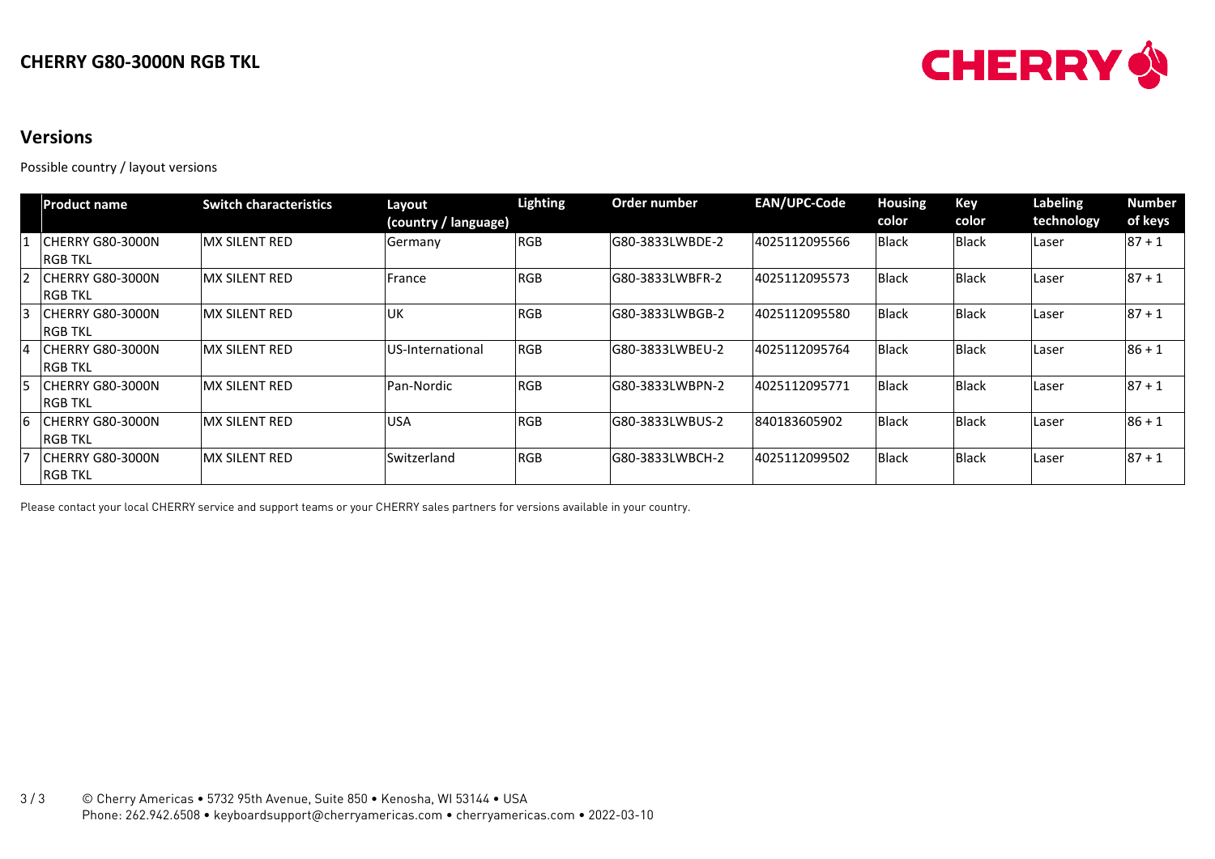## Versions

Possible country / layout versions

| | Product name | Switch characteristics | Layout (country / language) | Lighting | Order number | EAN/UPC-Code | Housing color | Key color | Labeling technology | Number of keys |
|---|---|---|---|---|---|---|---|---|---|---|
| 1 | CHERRY G80-3000N RGB TKL | MX SILENT RED | Germany | RGB | G80-3833LWBDE-2 | 4025112095566 | Black | Black | Laser | 87 + 1 |
| 2 | CHERRY G80-3000N RGB TKL | MX SILENT RED | France | RGB | G80-3833LWBFR-2 | 4025112095573 | Black | Black | Laser | 87 + 1 |
| 3 | CHERRY G80-3000N RGB TKL | MX SILENT RED | UK | RGB | G80-3833LWBGB-2 | 4025112095580 | Black | Black | Laser | 87 + 1 |
| 4 | CHERRY G80-3000N RGB TKL | MX SILENT RED | US-International | RGB | G80-3833LWBEU-2 | 4025112095764 | Black | Black | Laser | 86 + 1 |
| 5 | CHERRY G80-3000N RGB TKL | MX SILENT RED | Pan-Nordic | RGB | G80-3833LWBPN-2 | 4025112095771 | Black | Black | Laser | 87 + 1 |
| 6 | CHERRY G80-3000N RGB TKL | MX SILENT RED | USA | RGB | G80-3833LWBUS-2 | 840183605902 | Black | Black | Laser | 86 + 1 |
| 7 | CHERRY G80-3000N RGB TKL | MX SILENT RED | Switzerland | RGB | G80-3833LWBCH-2 | 4025112099502 | Black | Black | Laser | 87 + 1 |

Please contact your local CHERRY service and support teams or your CHERRY sales partners for versions available in your country.